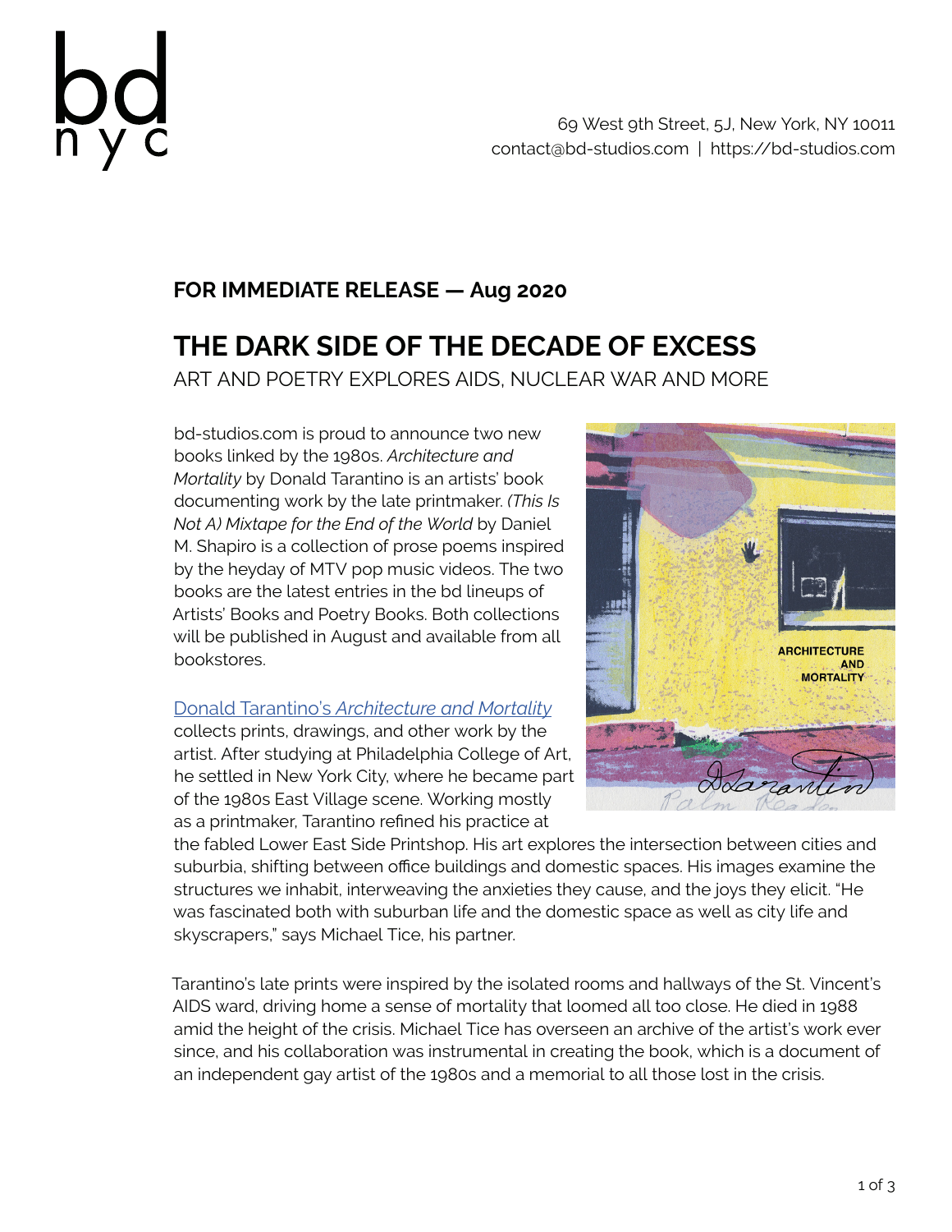# bd nyc

69 West 9th Street, 5J, New York, NY 10011
contact@bd-studios.com | https://bd-studios.com

**FOR IMMEDIATE RELEASE — Aug 2020**

## THE DARK SIDE OF THE DECADE OF EXCESS

ART AND POETRY EXPLORES AIDS, NUCLEAR WAR AND MORE

bd-studios.com is proud to announce two new books linked by the 1980s. *Architecture and Mortality* by Donald Tarantino is an artists' book documenting work by the late printmaker. *(This Is Not A) Mixtape for the End of the World* by Daniel M. Shapiro is a collection of prose poems inspired by the heyday of MTV pop music videos. The two books are the latest entries in the bd lineups of Artists' Books and Poetry Books. Both collections will be published in August and available from all bookstores.

Donald Tarantino's *Architecture and Mortality* collects prints, drawings, and other work by the artist. After studying at Philadelphia College of Art, he settled in New York City, where he became part of the 1980s East Village scene. Working mostly as a printmaker, Tarantino refined his practice at the fabled Lower East Side Printshop. His art explores the intersection between cities and suburbia, shifting between office buildings and domestic spaces. His images examine the structures we inhabit, interweaving the anxieties they cause, and the joys they elicit. "He was fascinated both with suburban life and the domestic space as well as city life and skyscrapers," says Michael Tice, his partner.

Tarantino's late prints were inspired by the isolated rooms and hallways of the St. Vincent's AIDS ward, driving home a sense of mortality that loomed all too close. He died in 1988 amid the height of the crisis. Michael Tice has overseen an archive of the artist's work ever since, and his collaboration was instrumental in creating the book, which is a document of an independent gay artist of the 1980s and a memorial to all those lost in the crisis.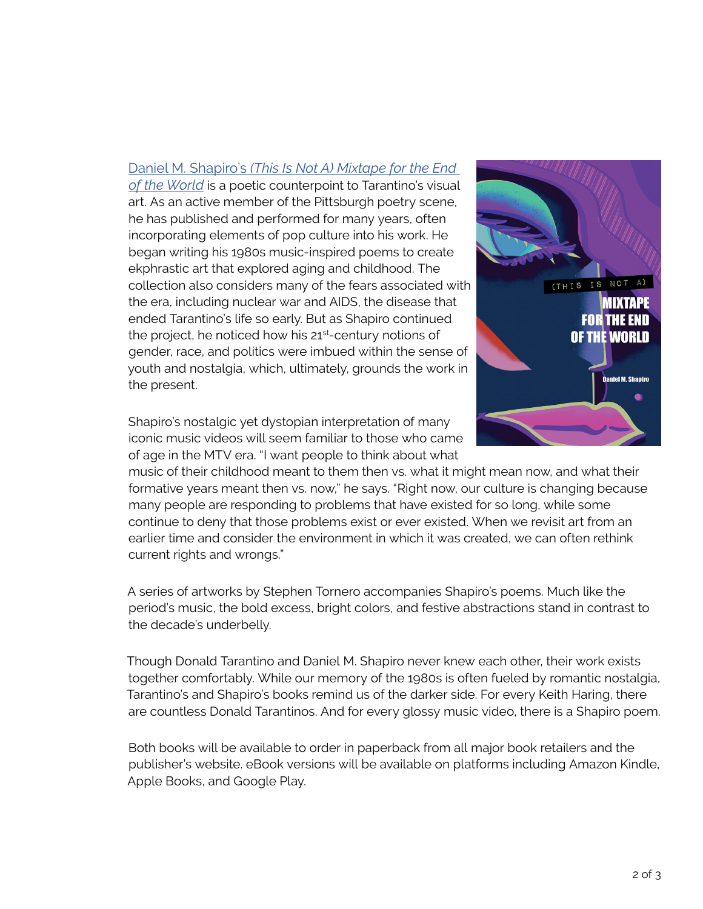[Daniel M. Shapiro's *(This Is Not A) Mixtape for the End of the World*] is a poetic counterpoint to Tarantino's visual art. As an active member of the Pittsburgh poetry scene, he has published and performed for many years, often incorporating elements of pop culture into his work. He began writing his 1980s music-inspired poems to create ekphrastic art that explored aging and childhood. The collection also considers many of the fears associated with the era, including nuclear war and AIDS, the disease that ended Tarantino's life so early. But as Shapiro continued the project, he noticed how his 21st-century notions of gender, race, and politics were imbued within the sense of youth and nostalgia, which, ultimately, grounds the work in the present.

Shapiro's nostalgic yet dystopian interpretation of many iconic music videos will seem familiar to those who came of age in the MTV era. "I want people to think about what music of their childhood meant to them then vs. what it might mean now, and what their formative years meant then vs. now," he says. "Right now, our culture is changing because many people are responding to problems that have existed for so long, while some continue to deny that those problems exist or ever existed. When we revisit art from an earlier time and consider the environment in which it was created, we can often rethink current rights and wrongs."

A series of artworks by Stephen Tornero accompanies Shapiro's poems. Much like the period's music, the bold excess, bright colors, and festive abstractions stand in contrast to the decade's underbelly.

Though Donald Tarantino and Daniel M. Shapiro never knew each other, their work exists together comfortably. While our memory of the 1980s is often fueled by romantic nostalgia, Tarantino's and Shapiro's books remind us of the darker side. For every Keith Haring, there are countless Donald Tarantinos. And for every glossy music video, there is a Shapiro poem.

Both books will be available to order in paperback from all major book retailers and the publisher's website. eBook versions will be available on platforms including Amazon Kindle, Apple Books, and Google Play.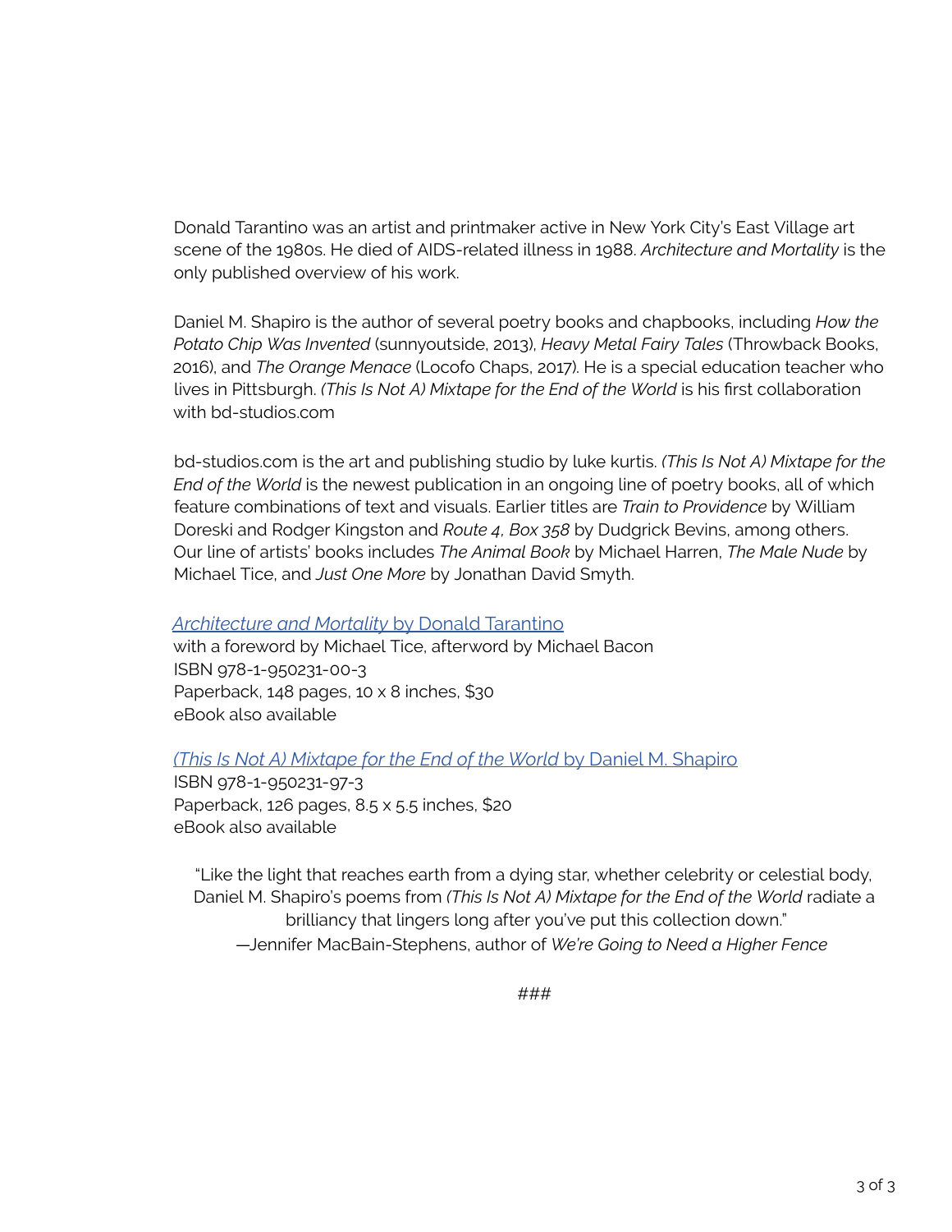Donald Tarantino was an artist and printmaker active in New York City's East Village art scene of the 1980s. He died of AIDS-related illness in 1988. *Architecture and Mortality* is the only published overview of his work.

Daniel M. Shapiro is the author of several poetry books and chapbooks, including *How the Potato Chip Was Invented* (sunnyoutside, 2013), *Heavy Metal Fairy Tales* (Throwback Books, 2016), and *The Orange Menace* (Locofo Chaps, 2017). He is a special education teacher who lives in Pittsburgh. *(This Is Not A) Mixtape for the End of the World* is his first collaboration with bd-studios.com

bd-studios.com is the art and publishing studio by luke kurtis. *(This Is Not A) Mixtape for the End of the World* is the newest publication in an ongoing line of poetry books, all of which feature combinations of text and visuals. Earlier titles are *Train to Providence* by William Doreski and Rodger Kingston and *Route 4, Box 358* by Dudgrick Bevins, among others. Our line of artists' books includes *The Animal Book* by Michael Harren, *The Male Nude* by Michael Tice, and *Just One More* by Jonathan David Smyth.

*Architecture and Mortality* by Donald Tarantino
with a foreword by Michael Tice, afterword by Michael Bacon
ISBN 978-1-950231-00-3
Paperback, 148 pages, 10 x 8 inches, $30
eBook also available

*(This Is Not A) Mixtape for the End of the World* by Daniel M. Shapiro
ISBN 978-1-950231-97-3
Paperback, 126 pages, 8.5 x 5.5 inches, $20
eBook also available

> "Like the light that reaches earth from a dying star, whether celebrity or celestial body, Daniel M. Shapiro's poems from *(This Is Not A) Mixtape for the End of the World* radiate a brilliancy that lingers long after you've put this collection down."
> —Jennifer MacBain-Stephens, author of *We're Going to Need a Higher Fence*

###